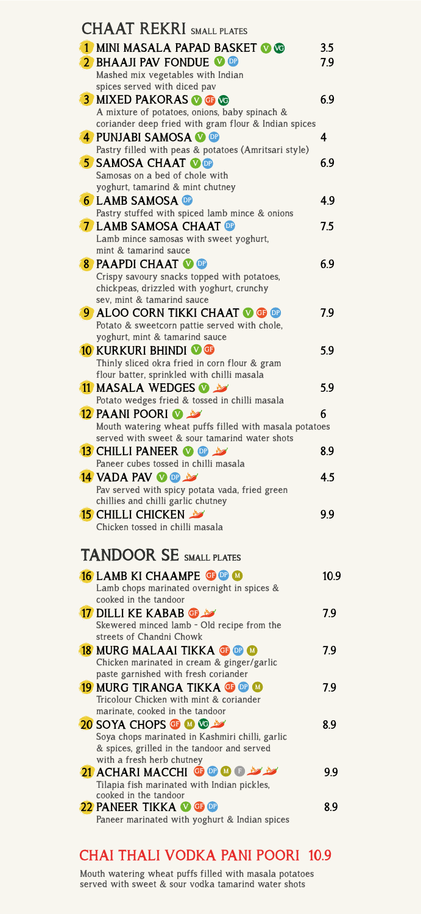## CHAAT REKRI SMALL PLATES

**1 MINI MASALA PAPAD BASKET** V VG — 3.5

**2 BHAAJI PAV FONDUE** V DP — 7.9
Mashed mix vegetables with Indian spices served with diced pav

**3 MIXED PAKORAS** V GF VG — 6.9
A mixture of potatoes, onions, baby spinach & coriander deep fried with gram flour & Indian spices

**4 PUNJABI SAMOSA** V DP — 4
Pastry filled with peas & potatoes (Amritsari style)

**5 SAMOSA CHAAT** V DP — 6.9
Samosas on a bed of chole with yoghurt, tamarind & mint chutney

**6 LAMB SAMOSA** DP — 4.9
Pastry stuffed with spiced lamb mince & onions

**7 LAMB SAMOSA CHAAT** DP — 7.5
Lamb mince samosas with sweet yoghurt, mint & tamarind sauce

**8 PAAPDI CHAAT** V DP — 6.9
Crispy savoury snacks topped with potatoes, chickpeas, drizzled with yoghurt, crunchy sev, mint & tamarind sauce

**9 ALOO CORN TIKKI CHAAT** V GF DP — 7.9
Potato & sweetcorn pattie served with chole, yoghurt, mint & tamarind sauce

**10 KURKURI BHINDI** V GF — 5.9
Thinly sliced okra fried in corn flour & gram flour batter, sprinkled with chilli masala

**11 MASALA WEDGES** V 🌶 — 5.9
Potato wedges fried & tossed in chilli masala

**12 PAANI POORI** V 🌶 — 6
Mouth watering wheat puffs filled with masala potatoes served with sweet & sour tamarind water shots

**13 CHILLI PANEER** V DP 🌶 — 8.9
Paneer cubes tossed in chilli masala

**14 VADA PAV** V DP 🌶 — 4.5
Pav served with spicy potata vada, fried green chillies and chilli garlic chutney

**15 CHILLI CHICKEN** 🌶 — 9.9
Chicken tossed in chilli masala

## TANDOOR SE SMALL PLATES

**16 LAMB KI CHAAMPE** GF DP M — 10.9
Lamb chops marinated overnight in spices & cooked in the tandoor

**17 DILLI KE KABAB** GF 🌶 — 7.9
Skewered minced lamb - Old recipe from the streets of Chandni Chowk

**18 MURG MALAAI TIKKA** GF DP M — 7.9
Chicken marinated in cream & ginger/garlic paste garnished with fresh coriander

**19 MURG TIRANGA TIKKA** GF DP M — 7.9
Tricolour Chicken with mint & coriander marinate, cooked in the tandoor

**20 SOYA CHOPS** GF M VG 🌶 — 8.9
Soya chops marinated in Kashmiri chilli, garlic & spices, grilled in the tandoor and served with a fresh herb chutney

**21 ACHARI MACCHI** GF DP M F 🌶🌶 — 9.9
Tilapia fish marinated with Indian pickles, cooked in the tandoor

**22 PANEER TIKKA** V GF DP — 8.9
Paneer marinated with yoghurt & Indian spices

## CHAI THALI VODKA PANI POORI 10.9

Mouth watering wheat puffs filled with masala potatoes served with sweet & sour vodka tamarind water shots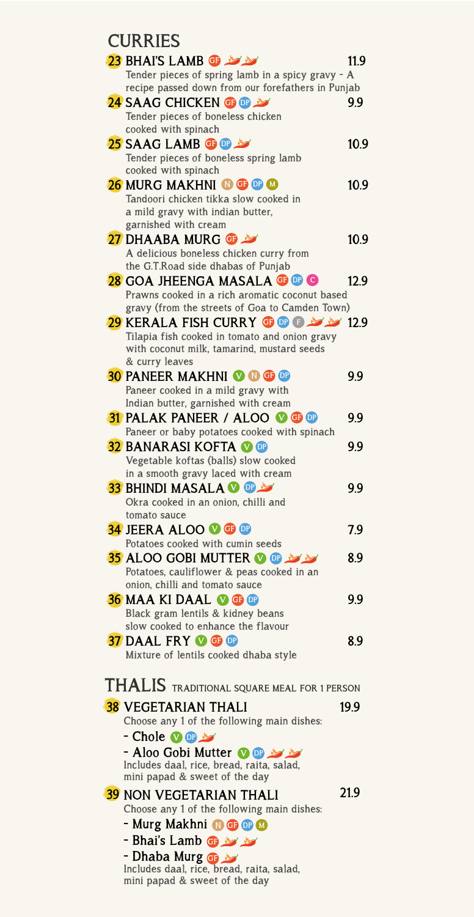## CURRIES

**23 BHAI'S LAMB** GF 🌶🌶 — 11.9
Tender pieces of spring lamb in a spicy gravy - A recipe passed down from our forefathers in Punjab

**24 SAAG CHICKEN** GF DP 🌶 — 9.9
Tender pieces of boneless chicken cooked with spinach

**25 SAAG LAMB** GF DP 🌶 — 10.9
Tender pieces of boneless spring lamb cooked with spinach

**26 MURG MAKHNI** N GF DP M — 10.9
Tandoori chicken tikka slow cooked in a mild gravy with indian butter, garnished with cream

**27 DHAABA MURG** GF 🌶 — 10.9
A delicious boneless chicken curry from the G.T.Road side dhabas of Punjab

**28 GOA JHEENGA MASALA** GF DP C — 12.9
Prawns cooked in a rich aromatic coconut based gravy (from the streets of Goa to Camden Town)

**29 KERALA FISH CURRY** GF DP F 🌶🌶 — 12.9
Tilapia fish cooked in tomato and onion gravy with coconut milk, tamarind, mustard seeds & curry leaves

**30 PANEER MAKHNI** V N GF DP — 9.9
Paneer cooked in a mild gravy with Indian butter, garnished with cream

**31 PALAK PANEER / ALOO** V GF DP — 9.9
Paneer or baby potatoes cooked with spinach

**32 BANARASI KOFTA** V DP — 9.9
Vegetable koftas (balls) slow cooked in a smooth gravy laced with cream

**33 BHINDI MASALA** V DP 🌶 — 9.9
Okra cooked in an onion, chilli and tomato sauce

**34 JEERA ALOO** V GF DP — 7.9
Potatoes cooked with cumin seeds

**35 ALOO GOBI MUTTER** V DP 🌶🌶 — 8.9
Potatoes, cauliflower & peas cooked in an onion, chilli and tomato sauce

**36 MAA KI DAAL** V GF DP — 9.9
Black gram lentils & kidney beans slow cooked to enhance the flavour

**37 DAAL FRY** V GF DP — 8.9
Mixture of lentils cooked dhaba style

## THALIS TRADITIONAL SQUARE MEAL FOR 1 PERSON

**38 VEGETARIAN THALI** — 19.9
Choose any 1 of the following main dishes:
- **Chole** V DP 🌶
- **Aloo Gobi Mutter** V DP 🌶🌶

Includes daal, rice, bread, raita, salad, mini papad & sweet of the day

**39 NON VEGETARIAN THALI** — 21.9
Choose any 1 of the following main dishes:
- **Murg Makhni** N GF DP M
- **Bhai's Lamb** GF 🌶🌶
- **Dhaba Murg** GF 🌶

Includes daal, rice, bread, raita, salad, mini papad & sweet of the day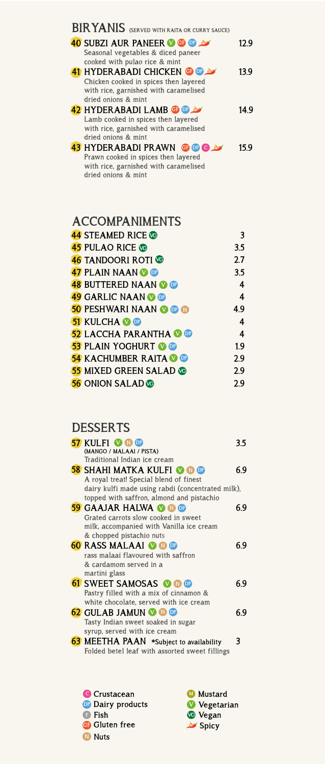## BIRYANIS (SERVED WITH RAITA OR CURRY SAUCE)

**40 SUBZI AUR PANEER** V GF DP Spicy — 12.9
Seasonal vegetables & diced paneer cooked with pulao rice & mint

**41 HYDERABADI CHICKEN** GF DP Spicy — 13.9
Chicken cooked in spices then layered with rice, garnished with caramelised dried onions & mint

**42 HYDERABADI LAMB** GF DP Spicy — 14.9
Lamb cooked in spices then layered with rice, garnished with caramelised dried onions & mint

**43 HYDERABADI PRAWN** GF DP C Spicy — 15.9
Prawn cooked in spices then layered with rice, garnished with caramelised dried onions & mint

## ACCOMPANIMENTS

| Item | Price |
|---|---|
| **44 STEAMED RICE** VG | 3 |
| **45 PULAO RICE** VG | 3.5 |
| **46 TANDOORI ROTI** VG | 2.7 |
| **47 PLAIN NAAN** V DP | 3.5 |
| **48 BUTTERED NAAN** V DP | 4 |
| **49 GARLIC NAAN** V DP | 4 |
| **50 PESHWARI NAAN** V DP N | 4.9 |
| **51 KULCHA** V DP | 4 |
| **52 LACCHA PARANTHA** V DP | 4 |
| **53 PLAIN YOGHURT** V DP | 1.9 |
| **54 KACHUMBER RAITA** V DP | 2.9 |
| **55 MIXED GREEN SALAD** VG | 2.9 |
| **56 ONION SALAD** VG | 2.9 |

## DESSERTS

**57 KULFI** V N DP — 3.5
(MANGO / MALAAI / PISTA)
Traditional Indian ice cream

**58 SHAHI MATKA KULFI** V N DP — 6.9
A royal treat! Special blend of finest dairy kulfi made using rabdi (concentrated milk), topped with saffron, almond and pistachio

**59 GAAJAR HALWA** V N DP — 6.9
Grated carrots slow cooked in sweet milk, accompanied with Vanilla ice cream & chopped pistachio nuts

**60 RASS MALAAI** V N DP — 6.9
rass malaai flavoured with saffron & cardamom served in a martini glass

**61 SWEET SAMOSAS** V N DP — 6.9
Pastry filled with a mix of cinnamon & white chocolate, served with ice cream

**62 GULAB JAMUN** V N DP — 6.9
Tasty Indian sweet soaked in sugar syrup, served with ice cream

**63 MEETHA PAAN** *Subject to availability — 3
Folded betel leaf with assorted sweet fillings

---

- C Crustacean
- DP Dairy products
- F Fish
- GF Gluten free
- N Nuts
- M Mustard
- V Vegetarian
- VG Vegan
- Spicy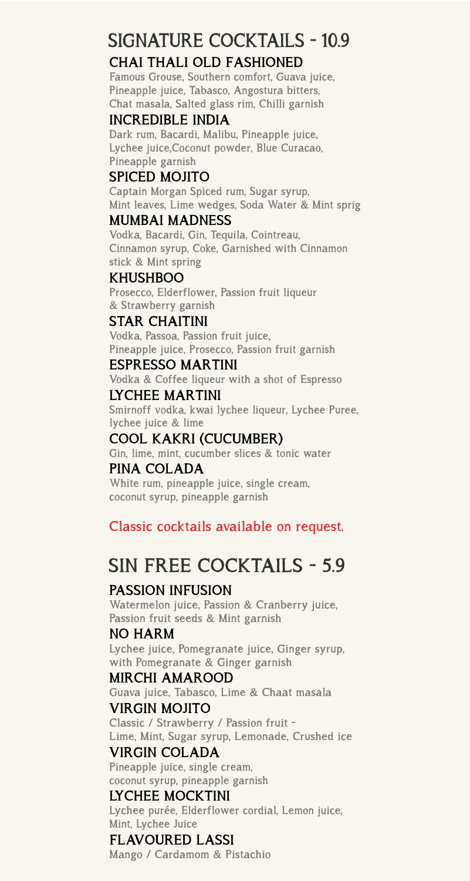# SIGNATURE COCKTAILS - 10.9

### CHAI THALI OLD FASHIONED
Famous Grouse, Southern comfort, Guava juice, Pineapple juice, Tabasco, Angostura bitters, Chat masala, Salted glass rim, Chilli garnish

### INCREDIBLE INDIA
Dark rum, Bacardi, Malibu, Pineapple juice, Lychee juice,Coconut powder, Blue Curacao, Pineapple garnish

### SPICED MOJITO
Captain Morgan Spiced rum, Sugar syrup, Mint leaves, Lime wedges, Soda Water & Mint sprig

### MUMBAI MADNESS
Vodka, Bacardi, Gin, Tequila, Cointreau, Cinnamon syrup, Coke, Garnished with Cinnamon stick & Mint spring

### KHUSHBOO
Prosecco, Elderflower, Passion fruit liqueur & Strawberry garnish

### STAR CHAITINI
Vodka, Passoa, Passion fruit juice, Pineapple juice, Prosecco, Passion fruit garnish

### ESPRESSO MARTINI
Vodka & Coffee liqueur with a shot of Espresso

### LYCHEE MARTINI
Smirnoff vodka, kwai lychee liqueur, Lychee Puree, lychee juice & lime

### COOL KAKRI (CUCUMBER)
Gin, lime, mint, cucumber slices & tonic water

### PINA COLADA
White rum, pineapple juice, single cream, coconut syrup, pineapple garnish

Classic cocktails available on request.

# SIN FREE COCKTAILS - 5.9

### PASSION INFUSION
Watermelon juice, Passion & Cranberry juice, Passion fruit seeds & Mint garnish

### NO HARM
Lychee juice, Pomegranate juice, Ginger syrup, with Pomegranate & Ginger garnish

### MIRCHI AMAROOD
Guava juice, Tabasco, Lime & Chaat masala

### VIRGIN MOJITO
Classic / Strawberry / Passion fruit - Lime, Mint, Sugar syrup, Lemonade, Crushed ice

### VIRGIN COLADA
Pineapple juice, single cream, coconut syrup, pineapple garnish

### LYCHEE MOCKTINI
Lychee purée, Elderflower cordial, Lemon juice, Mint, Lychee Juice

### FLAVOURED LASSI
Mango / Cardamom & Pistachio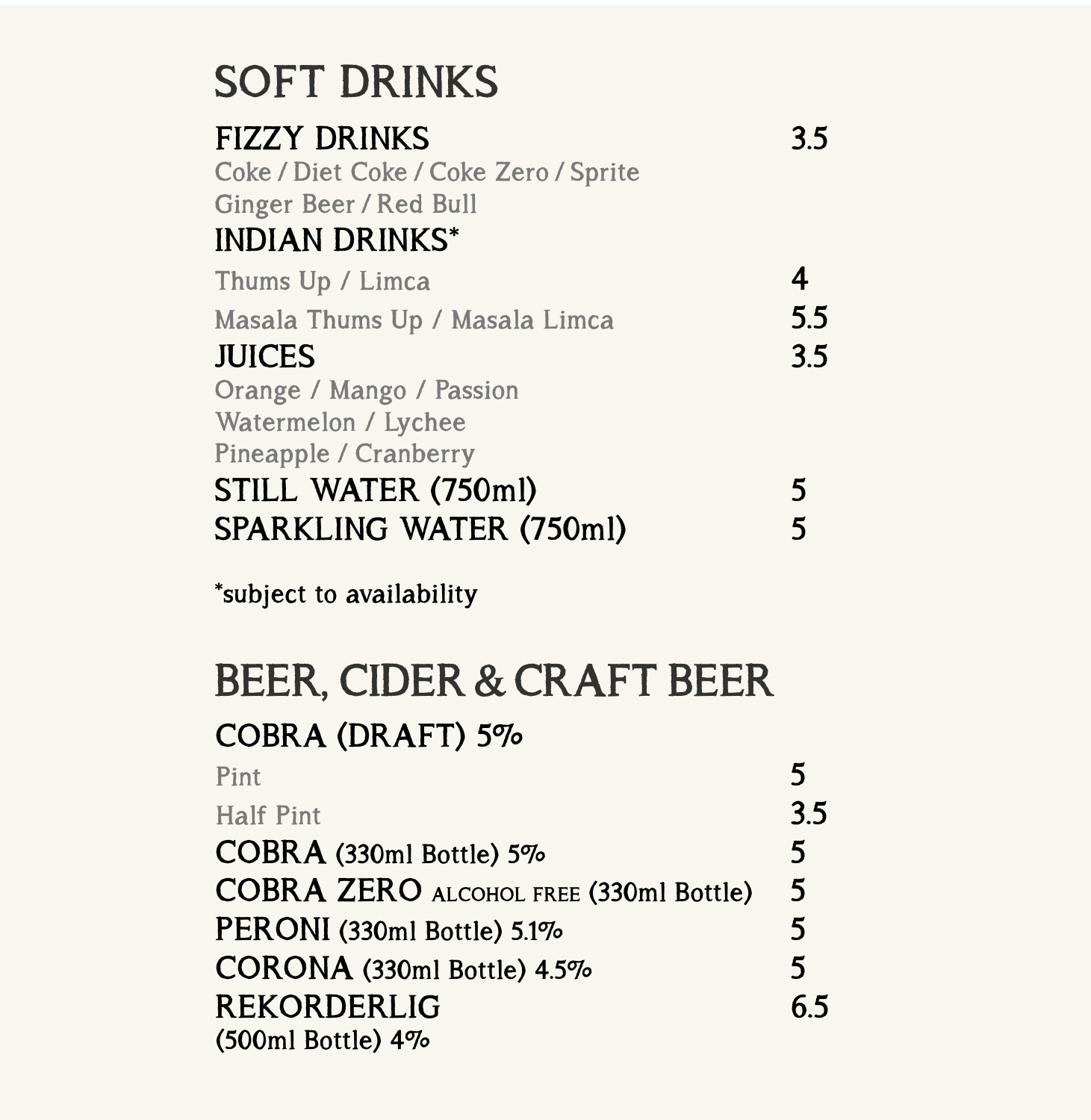# SOFT DRINKS

**FIZZY DRINKS** 3.5
Coke / Diet Coke / Coke Zero / Sprite
Ginger Beer / Red Bull

**INDIAN DRINKS***
Thums Up / Limca 4
Masala Thums Up / Masala Limca 5.5

**JUICES** 3.5
Orange / Mango / Passion
Watermelon / Lychee
Pineapple / Cranberry

**STILL WATER (750ml)** 5

**SPARKLING WATER (750ml)** 5

*subject to availability

# BEER, CIDER & CRAFT BEER

**COBRA (DRAFT) 5%**
Pint 5
Half Pint 3.5

**COBRA** (330ml Bottle) 5% 5

**COBRA ZERO** ALCOHOL FREE (330ml Bottle) 5

**PERONI** (330ml Bottle) 5.1% 5

**CORONA** (330ml Bottle) 4.5% 5

**REKORDERLIG** 6.5
(500ml Bottle) 4%